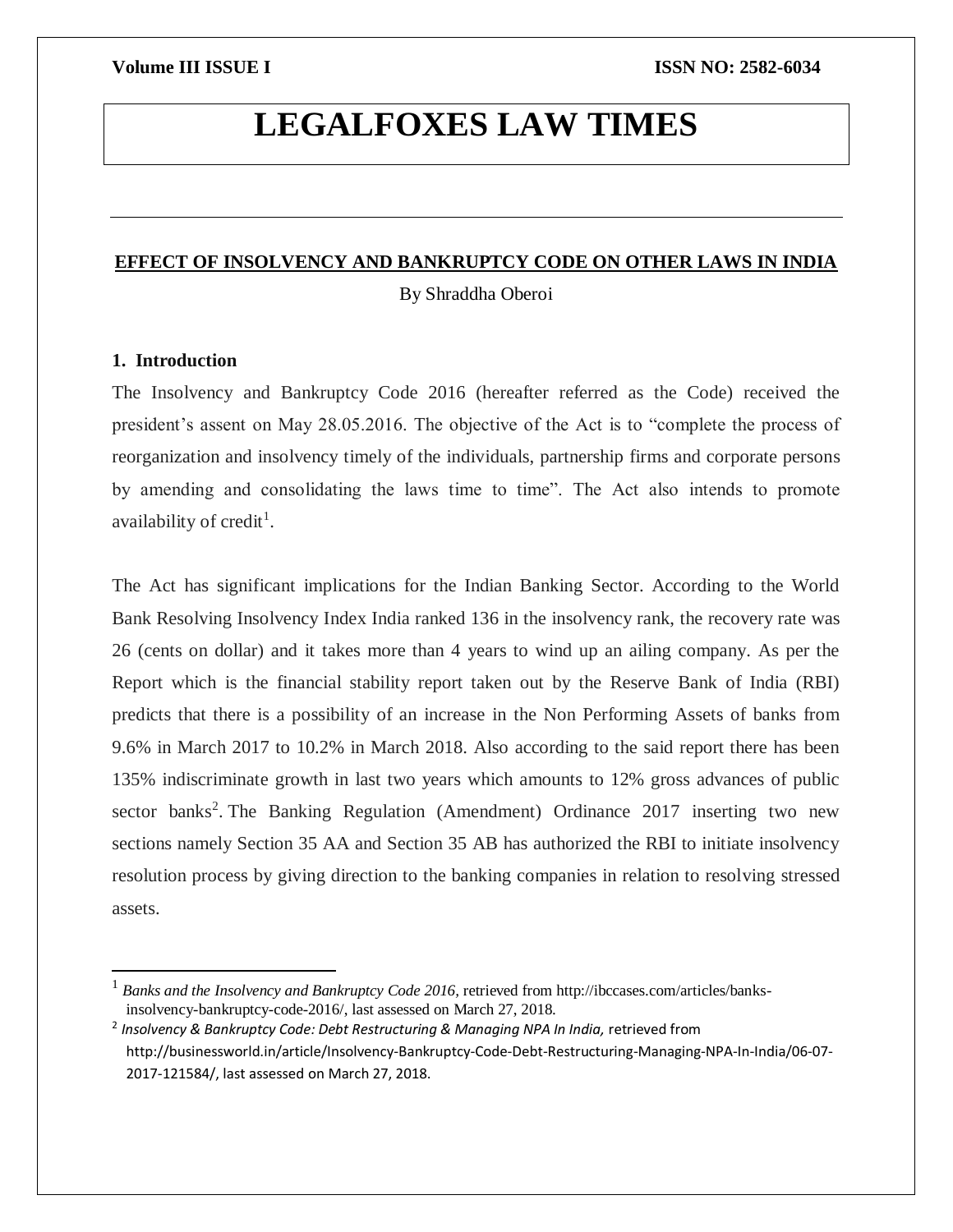# LEGALFOXES LAW TIMES

## EFFECT OF INSOLVENCY AND BANKRUPTCY CODE ON OTHER LAWS IN INDIA

By Shraddha Oberoi

### 1. Introduction

The Insolvency and Bankruptcy Code 2016 (hereafter referred as the Code) received the president's assent on May 28.05.2016. The objective of the Act is to "complete the process of reorganization and insolvency timely of the individuals, partnership firms and corporate persons by amending and consolidating the laws time to time". The Act also intends to promote availability of credit[1].

The Act has significant implications for the Indian Banking Sector. According to the World Bank Resolving Insolvency Index India ranked 136 in the insolvency rank, the recovery rate was 26 (cents on dollar) and it takes more than 4 years to wind up an ailing company. As per the Report which is the financial stability report taken out by the Reserve Bank of India (RBI) predicts that there is a possibility of an increase in the Non Performing Assets of banks from 9.6% in March 2017 to 10.2% in March 2018. Also according to the said report there has been 135% indiscriminate growth in last two years which amounts to 12% gross advances of public sector banks[2]. The Banking Regulation (Amendment) Ordinance 2017 inserting two new sections namely Section 35 AA and Section 35 AB has authorized the RBI to initiate insolvency resolution process by giving direction to the banking companies in relation to resolving stressed assets.

---

[1] *Banks and the Insolvency and Bankruptcy Code 2016,* retrieved from http://ibccases.com/articles/banks-insolvency-bankruptcy-code-2016/, last assessed on March 27, 2018.

[2] *Insolvency & Bankruptcy Code: Debt Restructuring & Managing NPA In India,* retrieved from http://businessworld.in/article/Insolvency-Bankruptcy-Code-Debt-Restructuring-Managing-NPA-In-India/06-07-2017-121584/, last assessed on March 27, 2018.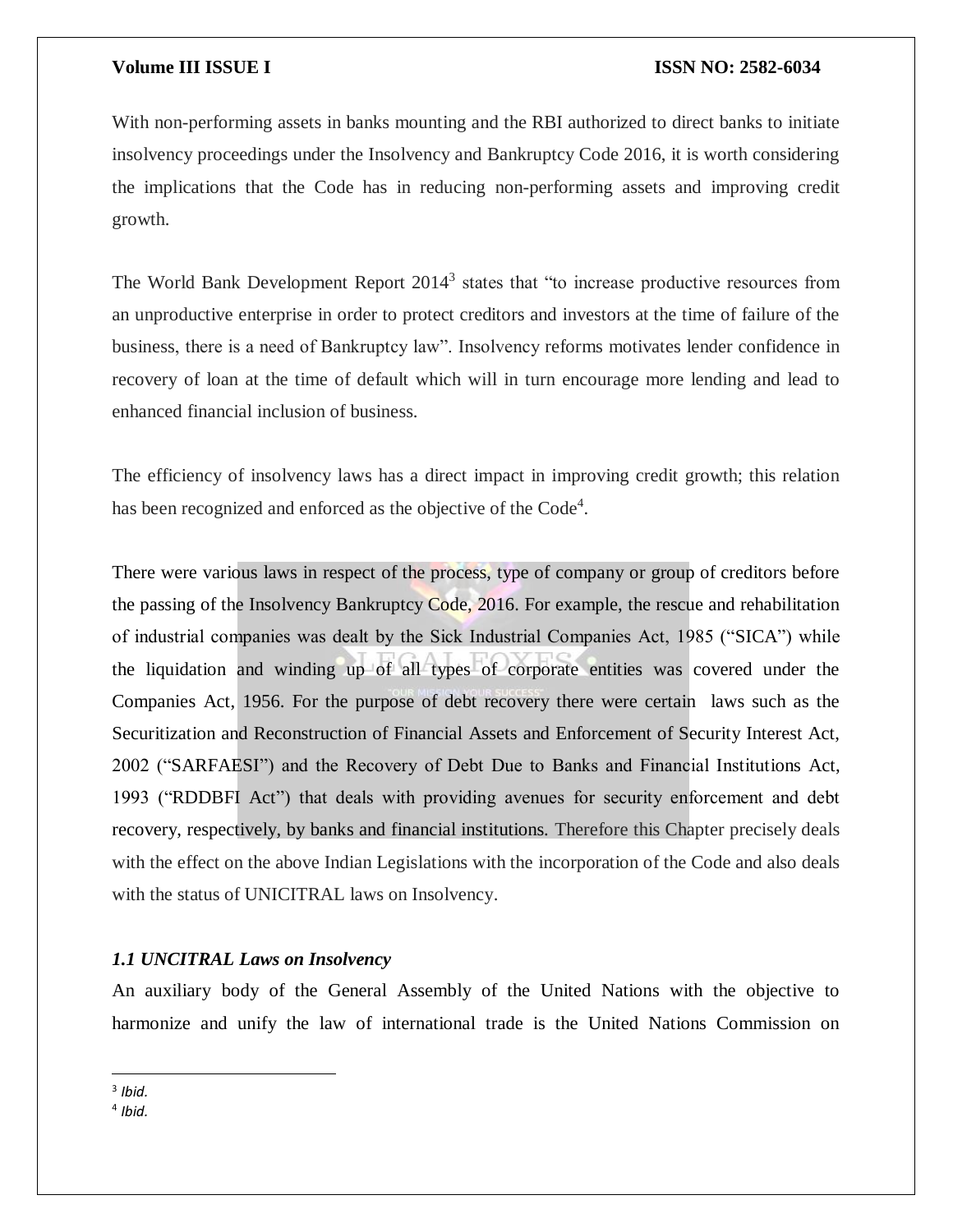With non-performing assets in banks mounting and the RBI authorized to direct banks to initiate insolvency proceedings under the Insolvency and Bankruptcy Code 2016, it is worth considering the implications that the Code has in reducing non-performing assets and improving credit growth.

The World Bank Development Report 2014[3] states that "to increase productive resources from an unproductive enterprise in order to protect creditors and investors at the time of failure of the business, there is a need of Bankruptcy law". Insolvency reforms motivates lender confidence in recovery of loan at the time of default which will in turn encourage more lending and lead to enhanced financial inclusion of business.

The efficiency of insolvency laws has a direct impact in improving credit growth; this relation has been recognized and enforced as the objective of the Code[4].

There were various laws in respect of the process, type of company or group of creditors before the passing of the Insolvency Bankruptcy Code, 2016. For example, the rescue and rehabilitation of industrial companies was dealt by the Sick Industrial Companies Act, 1985 ("SICA") while the liquidation and winding up of all types of corporate entities was covered under the Companies Act, 1956. For the purpose of debt recovery there were certain laws such as the Securitization and Reconstruction of Financial Assets and Enforcement of Security Interest Act, 2002 ("SARFAESI") and the Recovery of Debt Due to Banks and Financial Institutions Act, 1993 ("RDDBFI Act") that deals with providing avenues for security enforcement and debt recovery, respectively, by banks and financial institutions. Therefore this Chapter precisely deals with the effect on the above Indian Legislations with the incorporation of the Code and also deals with the status of UNICITRAL laws on Insolvency.

### *1.1 UNCITRAL Laws on Insolvency*

An auxiliary body of the General Assembly of the United Nations with the objective to harmonize and unify the law of international trade is the United Nations Commission on

---

[3] *Ibid.*

[4] *Ibid.*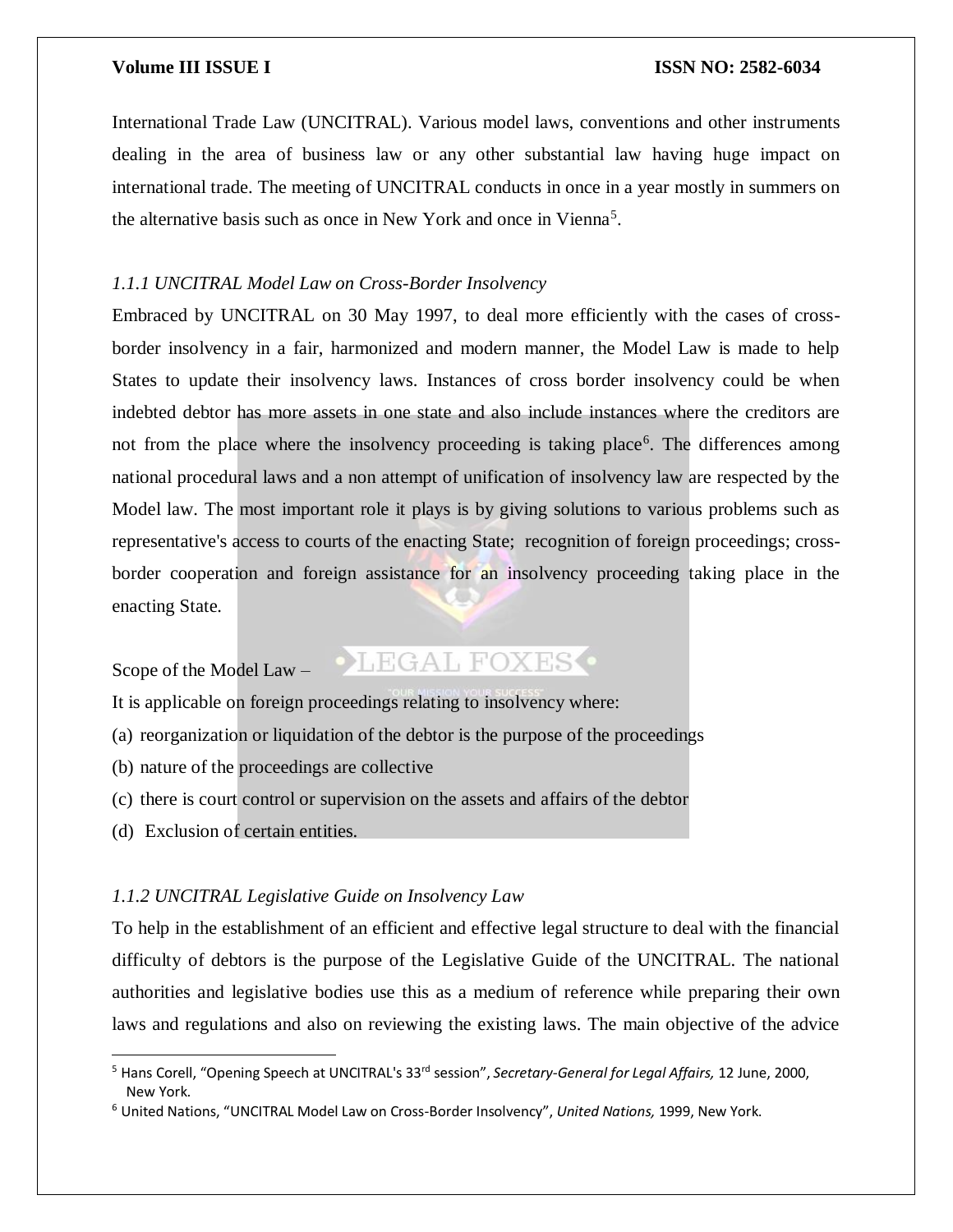International Trade Law (UNCITRAL). Various model laws, conventions and other instruments dealing in the area of business law or any other substantial law having huge impact on international trade. The meeting of UNCITRAL conducts in once in a year mostly in summers on the alternative basis such as once in New York and once in Vienna[5].

### *1.1.1 UNCITRAL Model Law on Cross-Border Insolvency*

Embraced by UNCITRAL on 30 May 1997, to deal more efficiently with the cases of cross-border insolvency in a fair, harmonized and modern manner, the Model Law is made to help States to update their insolvency laws. Instances of cross border insolvency could be when indebted debtor has more assets in one state and also include instances where the creditors are not from the place where the insolvency proceeding is taking place[6]. The differences among national procedural laws and a non attempt of unification of insolvency law are respected by the Model law. The most important role it plays is by giving solutions to various problems such as representative's access to courts of the enacting State; recognition of foreign proceedings; cross-border cooperation and foreign assistance for an insolvency proceeding taking place in the enacting State.

Scope of the Model Law –

It is applicable on foreign proceedings relating to insolvency where:

(a) reorganization or liquidation of the debtor is the purpose of the proceedings
(b) nature of the proceedings are collective
(c) there is court control or supervision on the assets and affairs of the debtor
(d) Exclusion of certain entities.

### *1.1.2 UNCITRAL Legislative Guide on Insolvency Law*

To help in the establishment of an efficient and effective legal structure to deal with the financial difficulty of debtors is the purpose of the Legislative Guide of the UNCITRAL. The national authorities and legislative bodies use this as a medium of reference while preparing their own laws and regulations and also on reviewing the existing laws. The main objective of the advice

---

[5] Hans Corell, "Opening Speech at UNCITRAL's 33rd session", *Secretary-General for Legal Affairs,* 12 June, 2000, New York.

[6] United Nations, "UNCITRAL Model Law on Cross-Border Insolvency", *United Nations,* 1999, New York.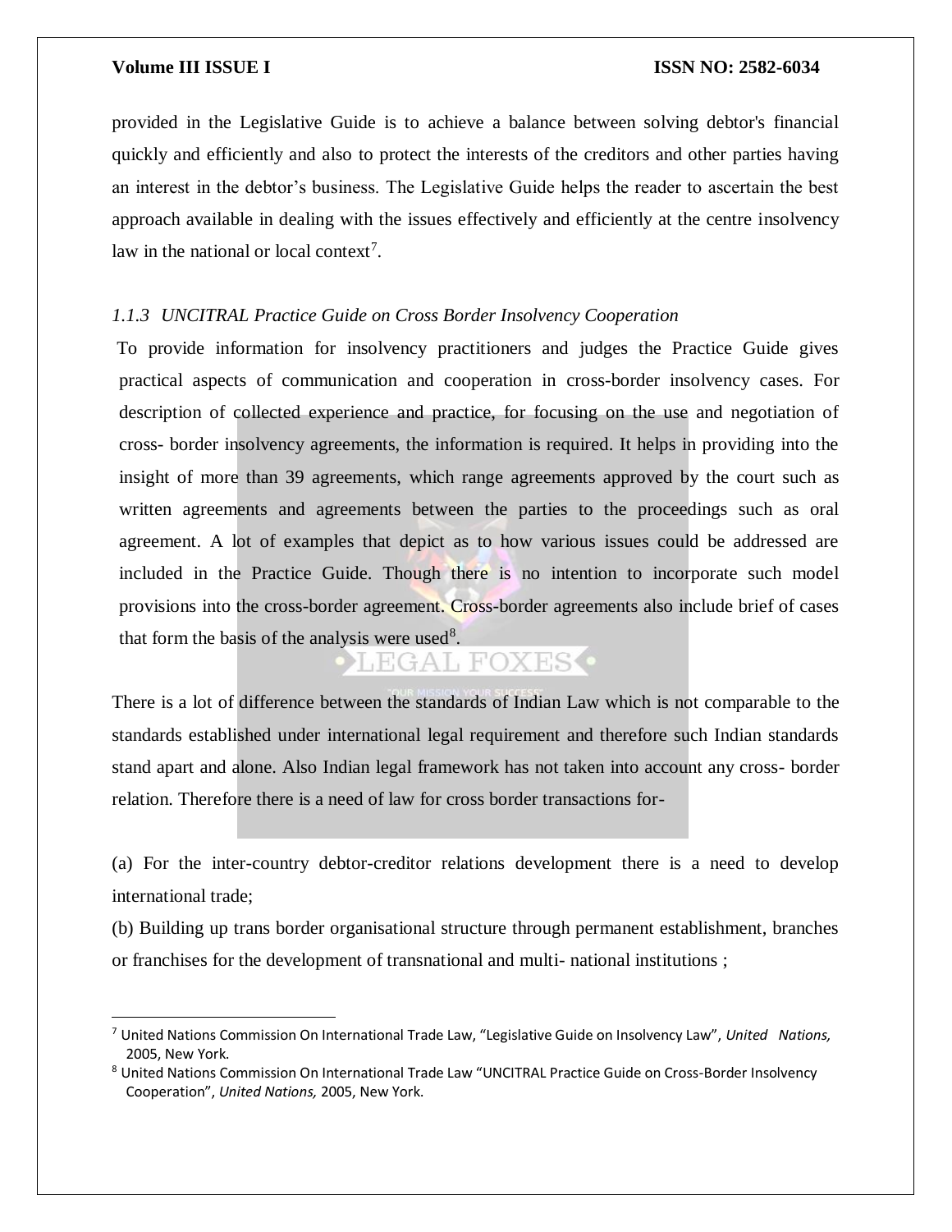provided in the Legislative Guide is to achieve a balance between solving debtor's financial quickly and efficiently and also to protect the interests of the creditors and other parties having an interest in the debtor's business. The Legislative Guide helps the reader to ascertain the best approach available in dealing with the issues effectively and efficiently at the centre insolvency law in the national or local context[7].

### *1.1.3 UNCITRAL Practice Guide on Cross Border Insolvency Cooperation*

To provide information for insolvency practitioners and judges the Practice Guide gives practical aspects of communication and cooperation in cross-border insolvency cases. For description of collected experience and practice, for focusing on the use and negotiation of cross- border insolvency agreements, the information is required. It helps in providing into the insight of more than 39 agreements, which range agreements approved by the court such as written agreements and agreements between the parties to the proceedings such as oral agreement. A lot of examples that depict as to how various issues could be addressed are included in the Practice Guide. Though there is no intention to incorporate such model provisions into the cross-border agreement. Cross-border agreements also include brief of cases that form the basis of the analysis were used[8].

There is a lot of difference between the standards of Indian Law which is not comparable to the standards established under international legal requirement and therefore such Indian standards stand apart and alone. Also Indian legal framework has not taken into account any cross- border relation. Therefore there is a need of law for cross border transactions for-

(a) For the inter-country debtor-creditor relations development there is a need to develop international trade;

(b) Building up trans border organisational structure through permanent establishment, branches or franchises for the development of transnational and multi- national institutions ;

---

[7] United Nations Commission On International Trade Law, "Legislative Guide on Insolvency Law", *United Nations,* 2005, New York.

[8] United Nations Commission On International Trade Law "UNCITRAL Practice Guide on Cross-Border Insolvency Cooperation", *United Nations,* 2005, New York.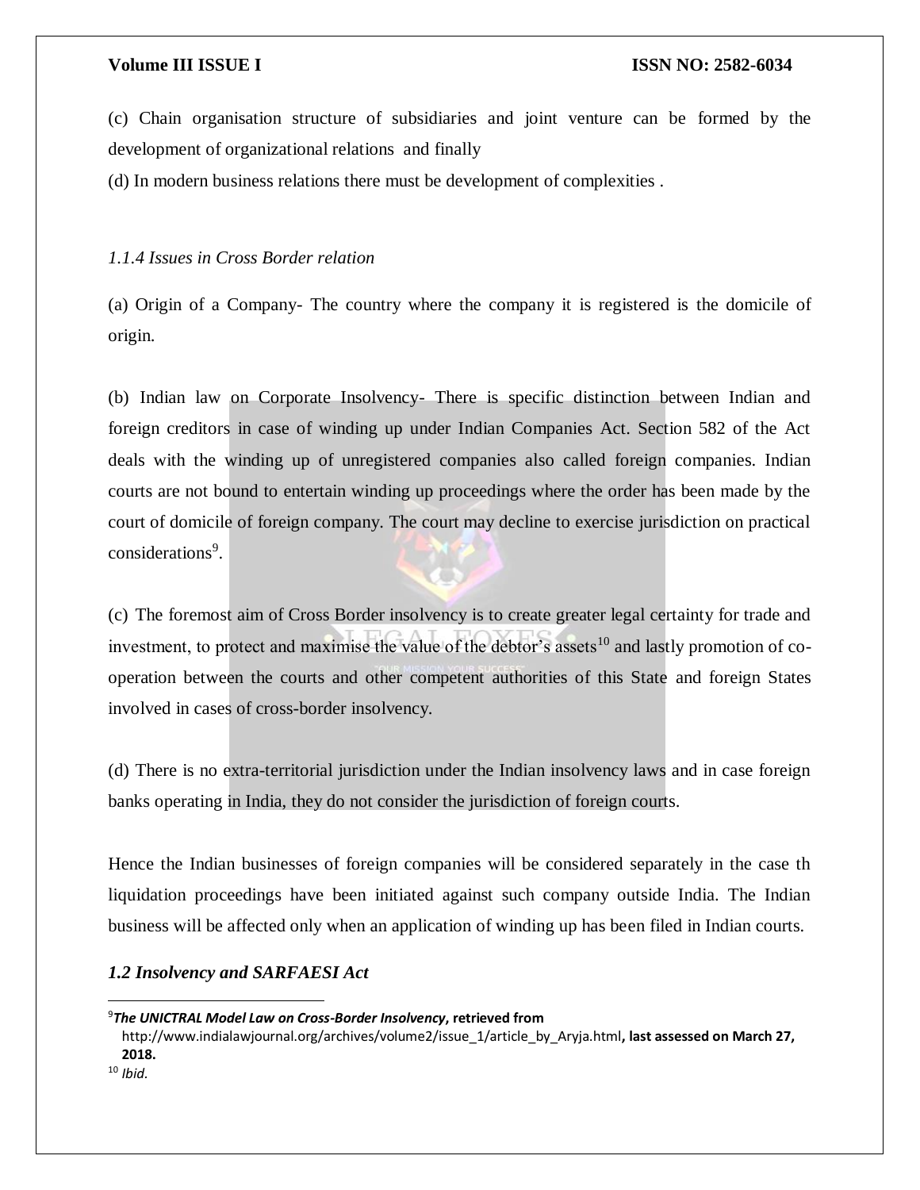(c) Chain organisation structure of subsidiaries and joint venture can be formed by the development of organizational relations and finally

(d) In modern business relations there must be development of complexities .

*1.1.4 Issues in Cross Border relation*

(a) Origin of a Company- The country where the company it is registered is the domicile of origin.

(b) Indian law on Corporate Insolvency- There is specific distinction between Indian and foreign creditors in case of winding up under Indian Companies Act. Section 582 of the Act deals with the winding up of unregistered companies also called foreign companies. Indian courts are not bound to entertain winding up proceedings where the order has been made by the court of domicile of foreign company. The court may decline to exercise jurisdiction on practical considerations[9].

(c) The foremost aim of Cross Border insolvency is to create greater legal certainty for trade and investment, to protect and maximise the value of the debtor's assets[10] and lastly promotion of co-operation between the courts and other competent authorities of this State and foreign States involved in cases of cross-border insolvency.

(d) There is no extra-territorial jurisdiction under the Indian insolvency laws and in case foreign banks operating in India, they do not consider the jurisdiction of foreign courts.

Hence the Indian businesses of foreign companies will be considered separately in the case th liquidation proceedings have been initiated against such company outside India. The Indian business will be affected only when an application of winding up has been filed in Indian courts.

### *1.2 Insolvency and SARFAESI Act*

---

[9] ***The UNICTRAL Model Law on Cross-Border Insolvency*, retrieved from** http://www.indialawjournal.org/archives/volume2/issue_1/article_by_Aryja.html**, last assessed on March 27, 2018.**

[10] *Ibid.*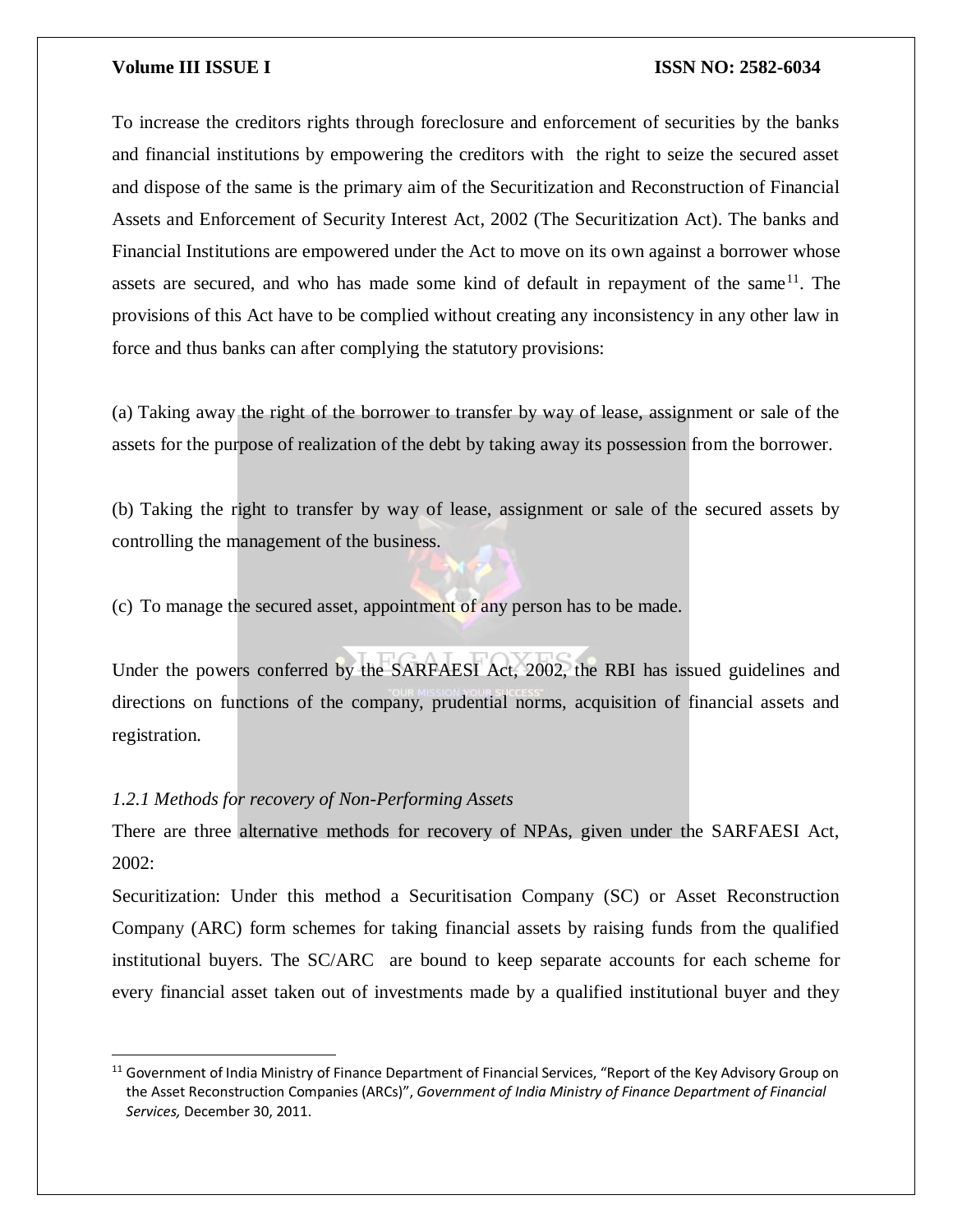To increase the creditors rights through foreclosure and enforcement of securities by the banks and financial institutions by empowering the creditors with the right to seize the secured asset and dispose of the same is the primary aim of the Securitization and Reconstruction of Financial Assets and Enforcement of Security Interest Act, 2002 (The Securitization Act). The banks and Financial Institutions are empowered under the Act to move on its own against a borrower whose assets are secured, and who has made some kind of default in repayment of the same[11]. The provisions of this Act have to be complied without creating any inconsistency in any other law in force and thus banks can after complying the statutory provisions:

(a) Taking away the right of the borrower to transfer by way of lease, assignment or sale of the assets for the purpose of realization of the debt by taking away its possession from the borrower.

(b) Taking the right to transfer by way of lease, assignment or sale of the secured assets by controlling the management of the business.

(c) To manage the secured asset, appointment of any person has to be made.

Under the powers conferred by the SARFAESI Act, 2002, the RBI has issued guidelines and directions on functions of the company, prudential norms, acquisition of financial assets and registration.

*1.2.1 Methods for recovery of Non-Performing Assets*

There are three alternative methods for recovery of NPAs, given under the SARFAESI Act, 2002:

Securitization: Under this method a Securitisation Company (SC) or Asset Reconstruction Company (ARC) form schemes for taking financial assets by raising funds from the qualified institutional buyers. The SC/ARC are bound to keep separate accounts for each scheme for every financial asset taken out of investments made by a qualified institutional buyer and they

[11] Government of India Ministry of Finance Department of Financial Services, "Report of the Key Advisory Group on the Asset Reconstruction Companies (ARCs)", *Government of India Ministry of Finance Department of Financial Services,* December 30, 2011.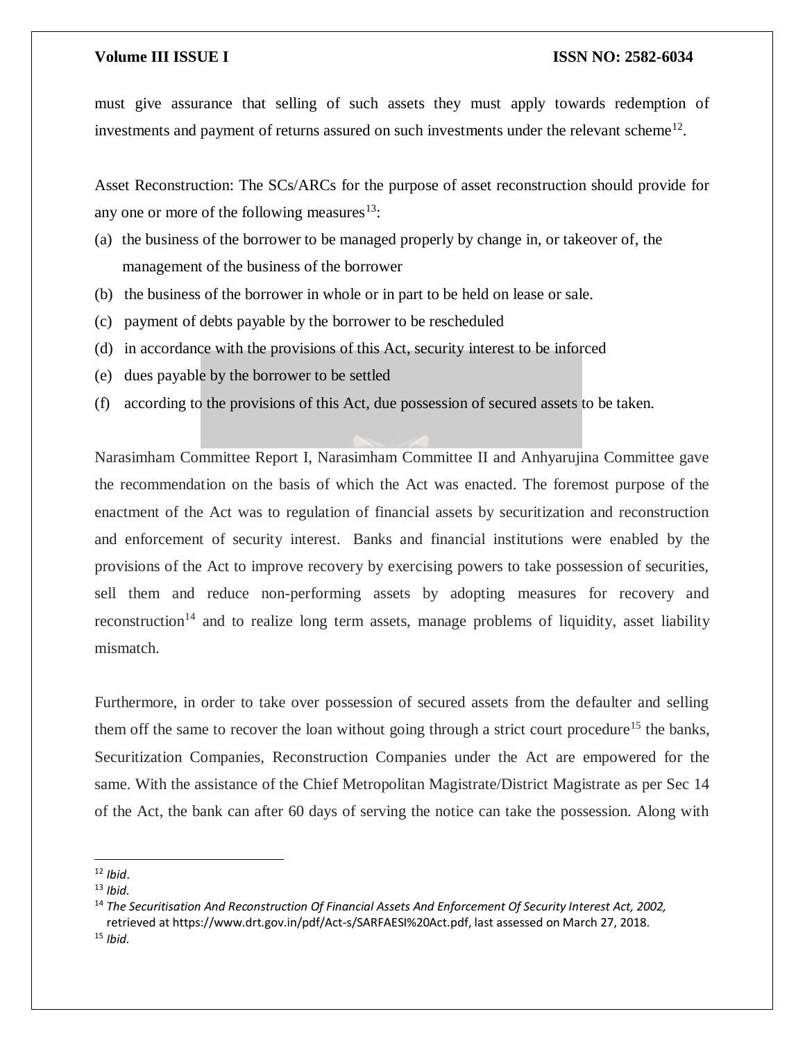must give assurance that selling of such assets they must apply towards redemption of investments and payment of returns assured on such investments under the relevant scheme[12].

Asset Reconstruction: The SCs/ARCs for the purpose of asset reconstruction should provide for any one or more of the following measures[13]:

(a) the business of the borrower to be managed properly by change in, or takeover of, the management of the business of the borrower
(b) the business of the borrower in whole or in part to be held on lease or sale.
(c) payment of debts payable by the borrower to be rescheduled
(d) in accordance with the provisions of this Act, security interest to be inforced
(e) dues payable by the borrower to be settled
(f) according to the provisions of this Act, due possession of secured assets to be taken.

Narasimham Committee Report I, Narasimham Committee II and Anhyarujina Committee gave the recommendation on the basis of which the Act was enacted. The foremost purpose of the enactment of the Act was to regulation of financial assets by securitization and reconstruction and enforcement of security interest. Banks and financial institutions were enabled by the provisions of the Act to improve recovery by exercising powers to take possession of securities, sell them and reduce non-performing assets by adopting measures for recovery and reconstruction[14] and to realize long term assets, manage problems of liquidity, asset liability mismatch.

Furthermore, in order to take over possession of secured assets from the defaulter and selling them off the same to recover the loan without going through a strict court procedure[15] the banks, Securitization Companies, Reconstruction Companies under the Act are empowered for the same. With the assistance of the Chief Metropolitan Magistrate/District Magistrate as per Sec 14 of the Act, the bank can after 60 days of serving the notice can take the possession. Along with

---

[12] *Ibid*.

[13] *Ibid.*

[14] *The Securitisation And Reconstruction Of Financial Assets And Enforcement Of Security Interest Act, 2002,* retrieved at https://www.drt.gov.in/pdf/Act-s/SARFAESI%20Act.pdf, last assessed on March 27, 2018.

[15] *Ibid.*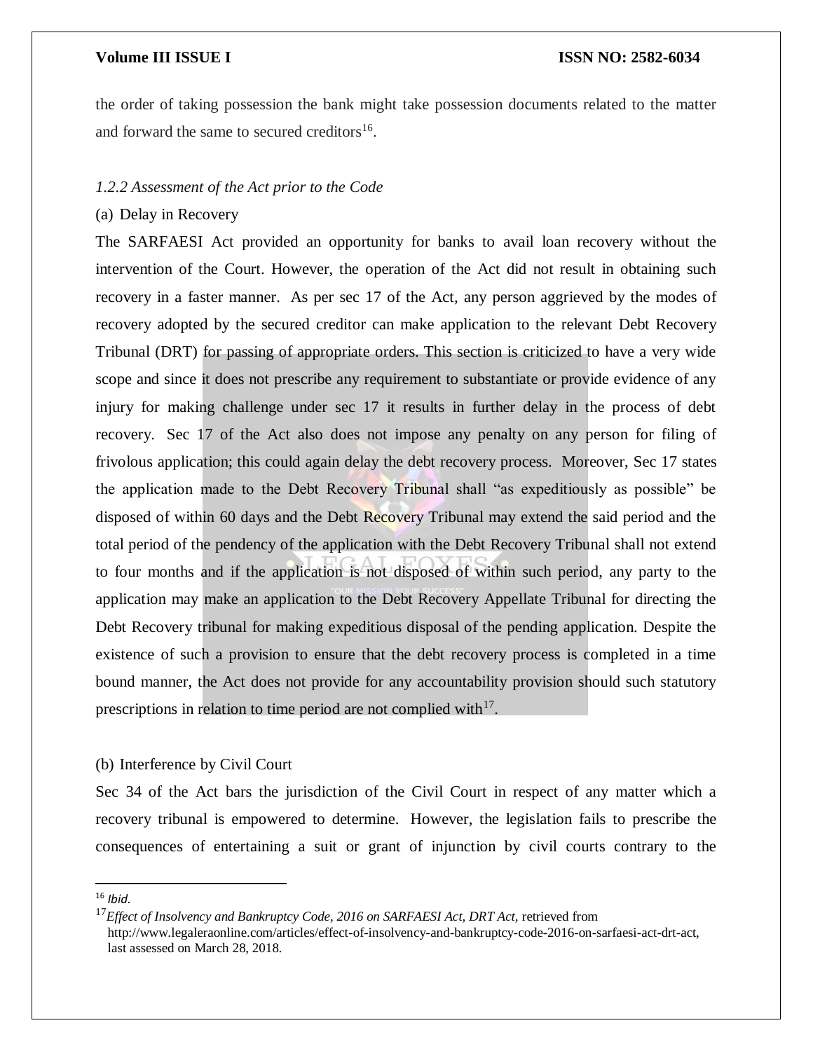the order of taking possession the bank might take possession documents related to the matter and forward the same to secured creditors[16].

*1.2.2 Assessment of the Act prior to the Code*

(a) Delay in Recovery

The SARFAESI Act provided an opportunity for banks to avail loan recovery without the intervention of the Court. However, the operation of the Act did not result in obtaining such recovery in a faster manner. As per sec 17 of the Act, any person aggrieved by the modes of recovery adopted by the secured creditor can make application to the relevant Debt Recovery Tribunal (DRT) for passing of appropriate orders. This section is criticized to have a very wide scope and since it does not prescribe any requirement to substantiate or provide evidence of any injury for making challenge under sec 17 it results in further delay in the process of debt recovery. Sec 17 of the Act also does not impose any penalty on any person for filing of frivolous application; this could again delay the debt recovery process. Moreover, Sec 17 states the application made to the Debt Recovery Tribunal shall "as expeditiously as possible" be disposed of within 60 days and the Debt Recovery Tribunal may extend the said period and the total period of the pendency of the application with the Debt Recovery Tribunal shall not extend to four months and if the application is not disposed of within such period, any party to the application may make an application to the Debt Recovery Appellate Tribunal for directing the Debt Recovery tribunal for making expeditious disposal of the pending application. Despite the existence of such a provision to ensure that the debt recovery process is completed in a time bound manner, the Act does not provide for any accountability provision should such statutory prescriptions in relation to time period are not complied with[17].

(b) Interference by Civil Court

Sec 34 of the Act bars the jurisdiction of the Civil Court in respect of any matter which a recovery tribunal is empowered to determine. However, the legislation fails to prescribe the consequences of entertaining a suit or grant of injunction by civil courts contrary to the

---

[16] *Ibid.*

[17] *Effect of Insolvency and Bankruptcy Code, 2016 on SARFAESI Act, DRT Act,* retrieved from http://www.legaleraonline.com/articles/effect-of-insolvency-and-bankruptcy-code-2016-on-sarfaesi-act-drt-act, last assessed on March 28, 2018.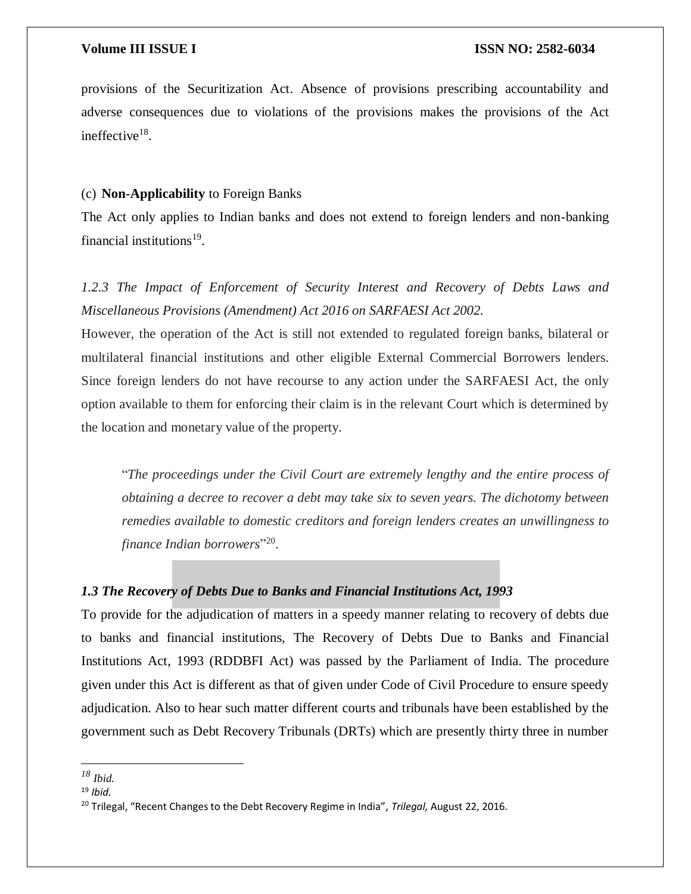provisions of the Securitization Act. Absence of provisions prescribing accountability and adverse consequences due to violations of the provisions makes the provisions of the Act ineffective[18].

(c) **Non-Applicability** to Foreign Banks

The Act only applies to Indian banks and does not extend to foreign lenders and non-banking financial institutions[19].

*1.2.3 The Impact of Enforcement of Security Interest and Recovery of Debts Laws and Miscellaneous Provisions (Amendment) Act 2016 on SARFAESI Act 2002.*

However, the operation of the Act is still not extended to regulated foreign banks, bilateral or multilateral financial institutions and other eligible External Commercial Borrowers lenders. Since foreign lenders do not have recourse to any action under the SARFAESI Act, the only option available to them for enforcing their claim is in the relevant Court which is determined by the location and monetary value of the property.

> "*The proceedings under the Civil Court are extremely lengthy and the entire process of obtaining a decree to recover a debt may take six to seven years. The dichotomy between remedies available to domestic creditors and foreign lenders creates an unwillingness to finance Indian borrowers*"[20].

### *1.3 The Recovery of Debts Due to Banks and Financial Institutions Act, 1993*

To provide for the adjudication of matters in a speedy manner relating to recovery of debts due to banks and financial institutions, The Recovery of Debts Due to Banks and Financial Institutions Act, 1993 (RDDBFI Act) was passed by the Parliament of India. The procedure given under this Act is different as that of given under Code of Civil Procedure to ensure speedy adjudication. Also to hear such matter different courts and tribunals have been established by the government such as Debt Recovery Tribunals (DRTs) which are presently thirty three in number

---

[18] *Ibid.*

[19] *Ibid.*

[20] Trilegal, "Recent Changes to the Debt Recovery Regime in India", *Trilegal,* August 22, 2016.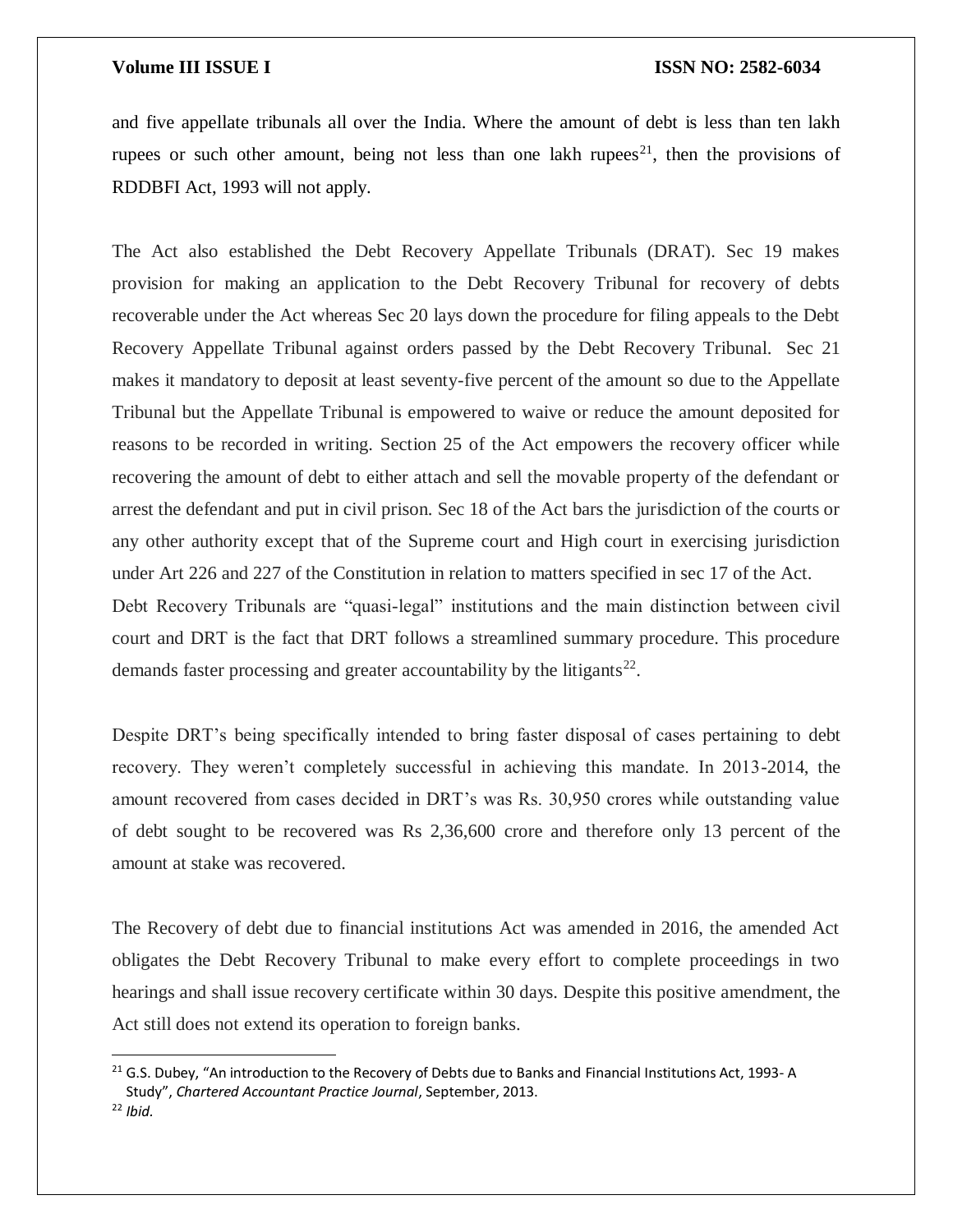and five appellate tribunals all over the India. Where the amount of debt is less than ten lakh rupees or such other amount, being not less than one lakh rupees[21], then the provisions of RDDBFI Act, 1993 will not apply.

The Act also established the Debt Recovery Appellate Tribunals (DRAT). Sec 19 makes provision for making an application to the Debt Recovery Tribunal for recovery of debts recoverable under the Act whereas Sec 20 lays down the procedure for filing appeals to the Debt Recovery Appellate Tribunal against orders passed by the Debt Recovery Tribunal. Sec 21 makes it mandatory to deposit at least seventy-five percent of the amount so due to the Appellate Tribunal but the Appellate Tribunal is empowered to waive or reduce the amount deposited for reasons to be recorded in writing. Section 25 of the Act empowers the recovery officer while recovering the amount of debt to either attach and sell the movable property of the defendant or arrest the defendant and put in civil prison. Sec 18 of the Act bars the jurisdiction of the courts or any other authority except that of the Supreme court and High court in exercising jurisdiction under Art 226 and 227 of the Constitution in relation to matters specified in sec 17 of the Act.
Debt Recovery Tribunals are "quasi-legal" institutions and the main distinction between civil court and DRT is the fact that DRT follows a streamlined summary procedure. This procedure demands faster processing and greater accountability by the litigants[22].

Despite DRT's being specifically intended to bring faster disposal of cases pertaining to debt recovery. They weren't completely successful in achieving this mandate. In 2013-2014, the amount recovered from cases decided in DRT's was Rs. 30,950 crores while outstanding value of debt sought to be recovered was Rs 2,36,600 crore and therefore only 13 percent of the amount at stake was recovered.

The Recovery of debt due to financial institutions Act was amended in 2016, the amended Act obligates the Debt Recovery Tribunal to make every effort to complete proceedings in two hearings and shall issue recovery certificate within 30 days. Despite this positive amendment, the Act still does not extend its operation to foreign banks.

---

[21] G.S. Dubey, "An introduction to the Recovery of Debts due to Banks and Financial Institutions Act, 1993- A Study", *Chartered Accountant Practice Journal*, September, 2013.

[22] *Ibid.*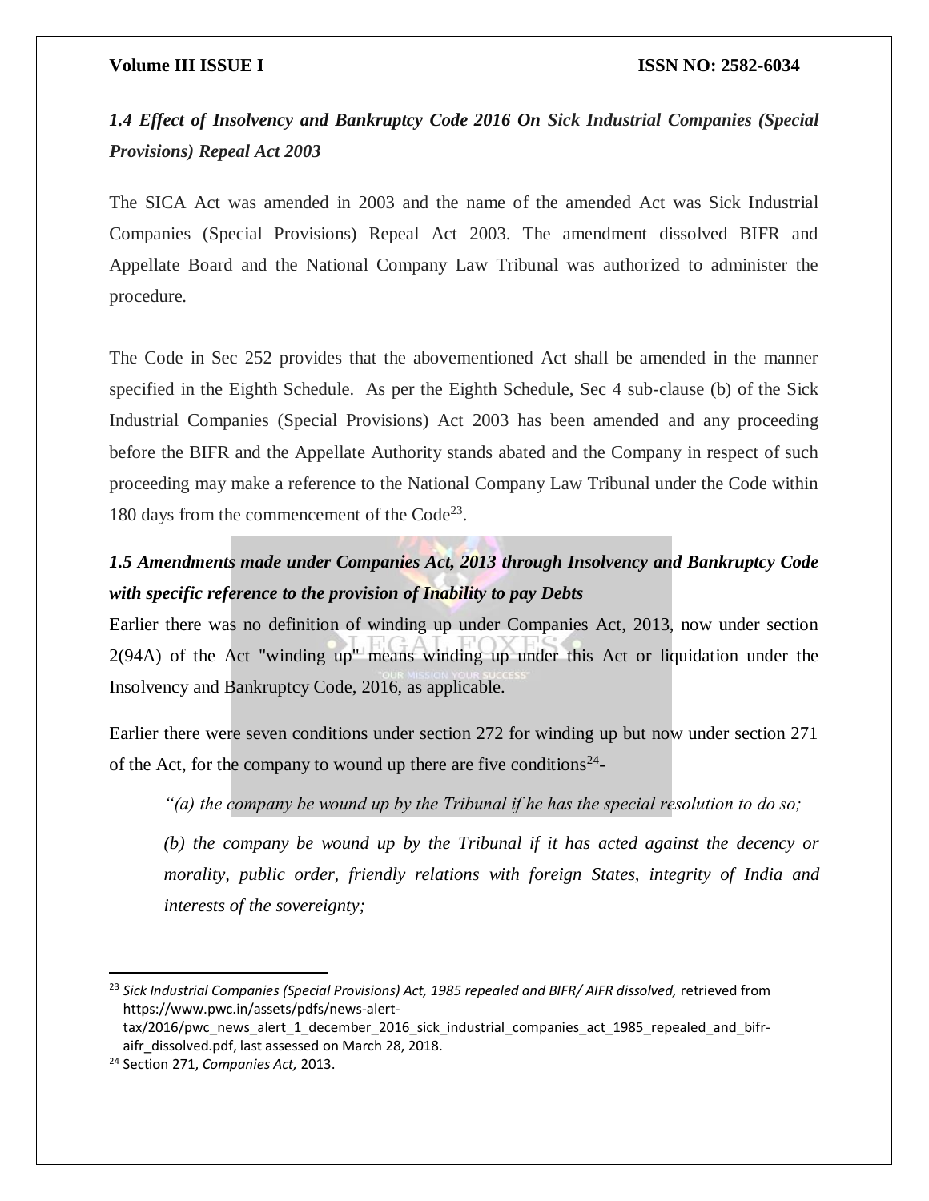### *1.4 Effect of Insolvency and Bankruptcy Code 2016 On Sick Industrial Companies (Special Provisions) Repeal Act 2003*

The SICA Act was amended in 2003 and the name of the amended Act was Sick Industrial Companies (Special Provisions) Repeal Act 2003. The amendment dissolved BIFR and Appellate Board and the National Company Law Tribunal was authorized to administer the procedure.

The Code in Sec 252 provides that the abovementioned Act shall be amended in the manner specified in the Eighth Schedule. As per the Eighth Schedule, Sec 4 sub-clause (b) of the Sick Industrial Companies (Special Provisions) Act 2003 has been amended and any proceeding before the BIFR and the Appellate Authority stands abated and the Company in respect of such proceeding may make a reference to the National Company Law Tribunal under the Code within 180 days from the commencement of the Code[23].

### *1.5 Amendments made under Companies Act, 2013 through Insolvency and Bankruptcy Code with specific reference to the provision of Inability to pay Debts*

Earlier there was no definition of winding up under Companies Act, 2013, now under section 2(94A) of the Act "winding up" means winding up under this Act or liquidation under the Insolvency and Bankruptcy Code, 2016, as applicable.

Earlier there were seven conditions under section 272 for winding up but now under section 271 of the Act, for the company to wound up there are five conditions[24]-

> *"(a) the company be wound up by the Tribunal if he has the special resolution to do so;*
>
> *(b) the company be wound up by the Tribunal if it has acted against the decency or morality, public order, friendly relations with foreign States, integrity of India and interests of the sovereignty;*

---

[23] *Sick Industrial Companies (Special Provisions) Act, 1985 repealed and BIFR/ AIFR dissolved,* retrieved from https://www.pwc.in/assets/pdfs/news-alert-tax/2016/pwc_news_alert_1_december_2016_sick_industrial_companies_act_1985_repealed_and_bifr-aifr_dissolved.pdf, last assessed on March 28, 2018.

[24] Section 271, *Companies Act,* 2013.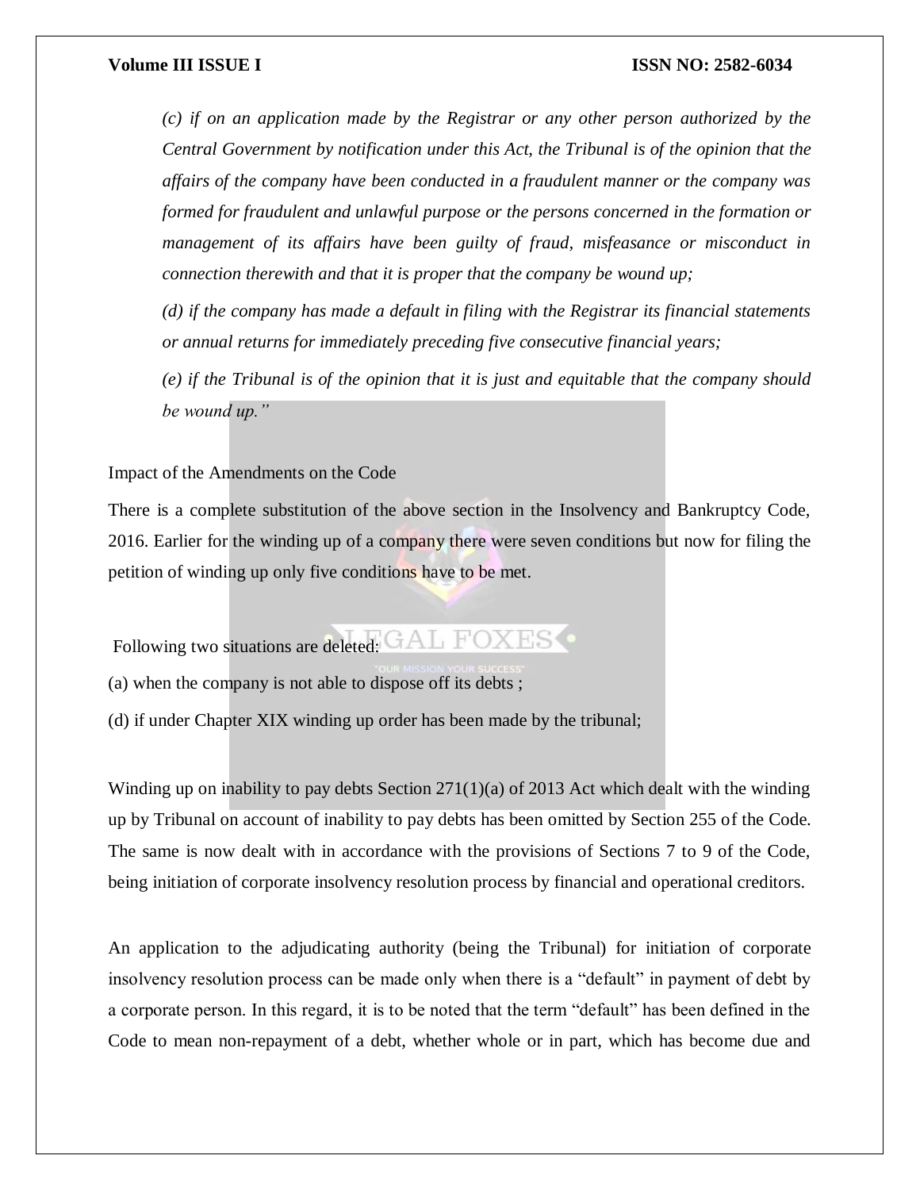*(c) if on an application made by the Registrar or any other person authorized by the Central Government by notification under this Act, the Tribunal is of the opinion that the affairs of the company have been conducted in a fraudulent manner or the company was formed for fraudulent and unlawful purpose or the persons concerned in the formation or management of its affairs have been guilty of fraud, misfeasance or misconduct in connection therewith and that it is proper that the company be wound up;*

*(d) if the company has made a default in filing with the Registrar its financial statements or annual returns for immediately preceding five consecutive financial years;*

*(e) if the Tribunal is of the opinion that it is just and equitable that the company should be wound up."*

Impact of the Amendments on the Code

There is a complete substitution of the above section in the Insolvency and Bankruptcy Code, 2016. Earlier for the winding up of a company there were seven conditions but now for filing the petition of winding up only five conditions have to be met.

Following two situations are deleted:

(a) when the company is not able to dispose off its debts ;

(d) if under Chapter XIX winding up order has been made by the tribunal;

Winding up on inability to pay debts Section 271(1)(a) of 2013 Act which dealt with the winding up by Tribunal on account of inability to pay debts has been omitted by Section 255 of the Code. The same is now dealt with in accordance with the provisions of Sections 7 to 9 of the Code, being initiation of corporate insolvency resolution process by financial and operational creditors.

An application to the adjudicating authority (being the Tribunal) for initiation of corporate insolvency resolution process can be made only when there is a "default" in payment of debt by a corporate person. In this regard, it is to be noted that the term "default" has been defined in the Code to mean non-repayment of a debt, whether whole or in part, which has become due and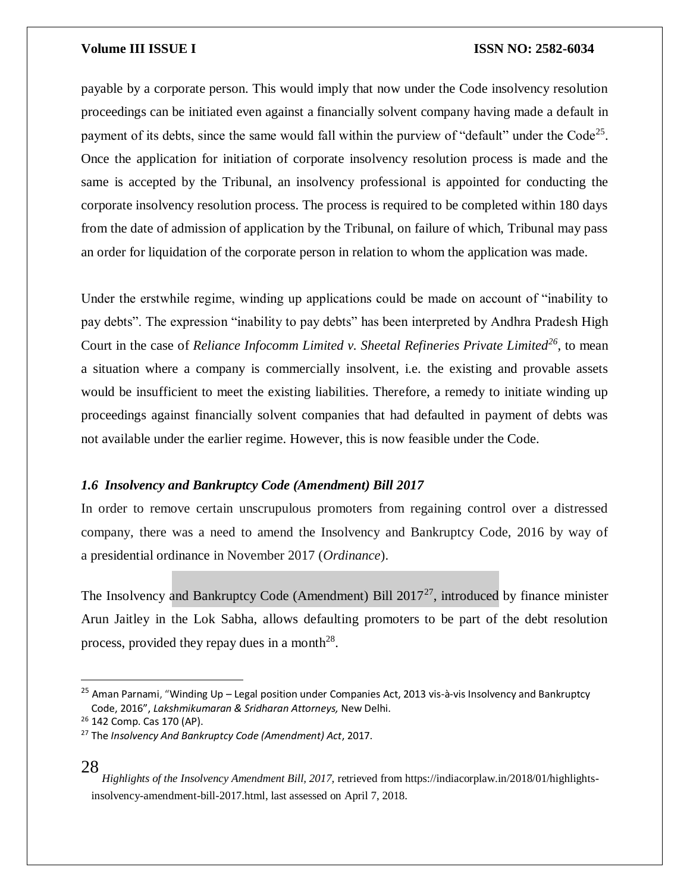payable by a corporate person. This would imply that now under the Code insolvency resolution proceedings can be initiated even against a financially solvent company having made a default in payment of its debts, since the same would fall within the purview of "default" under the Code[25]. Once the application for initiation of corporate insolvency resolution process is made and the same is accepted by the Tribunal, an insolvency professional is appointed for conducting the corporate insolvency resolution process. The process is required to be completed within 180 days from the date of admission of application by the Tribunal, on failure of which, Tribunal may pass an order for liquidation of the corporate person in relation to whom the application was made.

Under the erstwhile regime, winding up applications could be made on account of "inability to pay debts". The expression "inability to pay debts" has been interpreted by Andhra Pradesh High Court in the case of *Reliance Infocomm Limited v. Sheetal Refineries Private Limited*[26], to mean a situation where a company is commercially insolvent, i.e. the existing and provable assets would be insufficient to meet the existing liabilities. Therefore, a remedy to initiate winding up proceedings against financially solvent companies that had defaulted in payment of debts was not available under the earlier regime. However, this is now feasible under the Code.

### *1.6 Insolvency and Bankruptcy Code (Amendment) Bill 2017*

In order to remove certain unscrupulous promoters from regaining control over a distressed company, there was a need to amend the Insolvency and Bankruptcy Code, 2016 by way of a presidential ordinance in November 2017 (*Ordinance*).

The Insolvency and Bankruptcy Code (Amendment) Bill 2017[27], introduced by finance minister Arun Jaitley in the Lok Sabha, allows defaulting promoters to be part of the debt resolution process, provided they repay dues in a month[28].

---

[25] Aman Parnami, "Winding Up – Legal position under Companies Act, 2013 vis-à-vis Insolvency and Bankruptcy Code, 2016", *Lakshmikumaran & Sridharan Attorneys,* New Delhi.

[26] 142 Comp. Cas 170 (AP).

[27] The *Insolvency And Bankruptcy Code (Amendment) Act*, 2017.

[28] *Highlights of the Insolvency Amendment Bill, 2017,* retrieved from https://indiacorplaw.in/2018/01/highlights-insolvency-amendment-bill-2017.html, last assessed on April 7, 2018.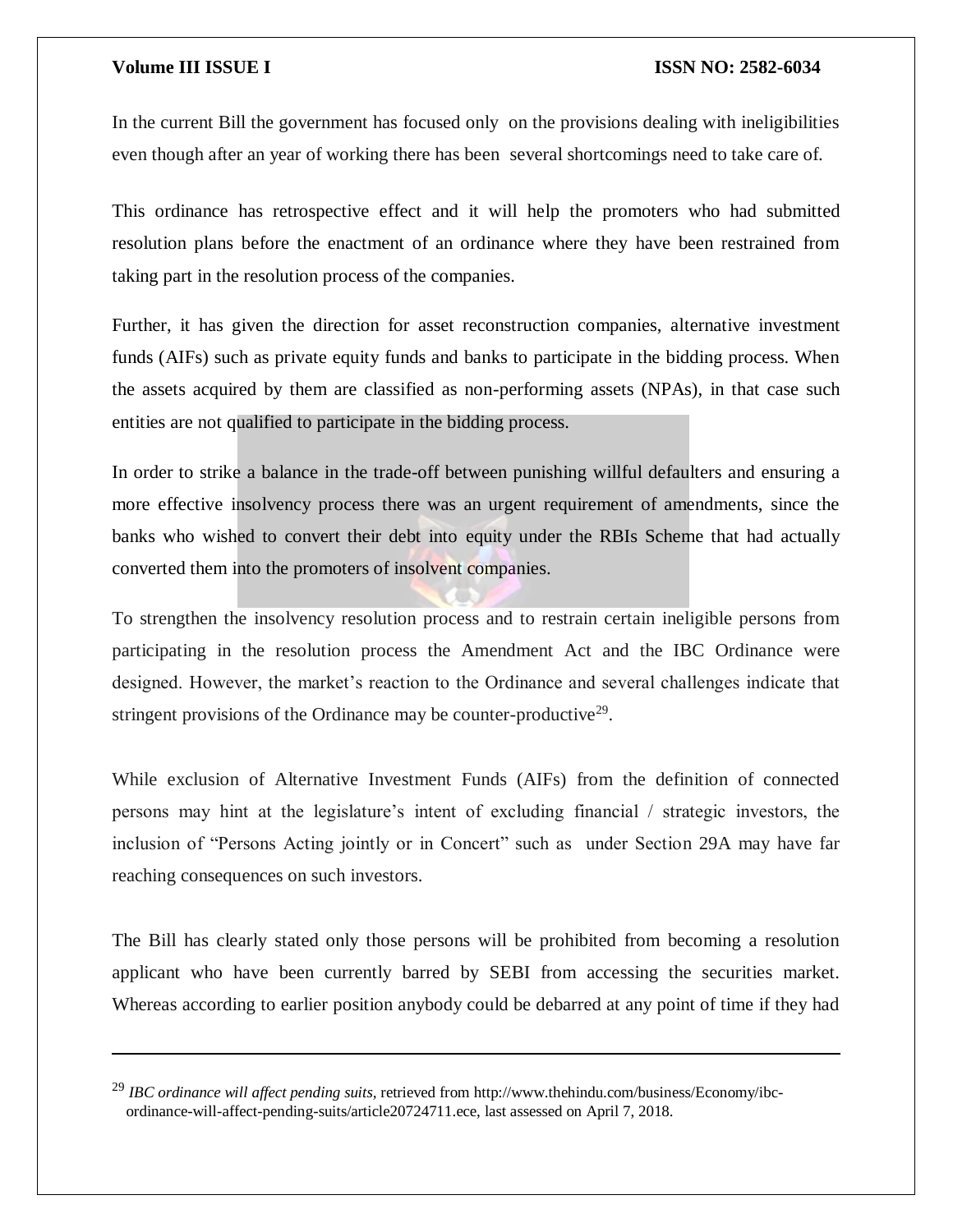In the current Bill the government has focused only on the provisions dealing with ineligibilities even though after an year of working there has been several shortcomings need to take care of.

This ordinance has retrospective effect and it will help the promoters who had submitted resolution plans before the enactment of an ordinance where they have been restrained from taking part in the resolution process of the companies.

Further, it has given the direction for asset reconstruction companies, alternative investment funds (AIFs) such as private equity funds and banks to participate in the bidding process. When the assets acquired by them are classified as non-performing assets (NPAs), in that case such entities are not qualified to participate in the bidding process.

In order to strike a balance in the trade-off between punishing willful defaulters and ensuring a more effective insolvency process there was an urgent requirement of amendments, since the banks who wished to convert their debt into equity under the RBIs Scheme that had actually converted them into the promoters of insolvent companies.

To strengthen the insolvency resolution process and to restrain certain ineligible persons from participating in the resolution process the Amendment Act and the IBC Ordinance were designed. However, the market's reaction to the Ordinance and several challenges indicate that stringent provisions of the Ordinance may be counter-productive[29].

While exclusion of Alternative Investment Funds (AIFs) from the definition of connected persons may hint at the legislature's intent of excluding financial / strategic investors, the inclusion of "Persons Acting jointly or in Concert" such as under Section 29A may have far reaching consequences on such investors.

The Bill has clearly stated only those persons will be prohibited from becoming a resolution applicant who have been currently barred by SEBI from accessing the securities market. Whereas according to earlier position anybody could be debarred at any point of time if they had

---

[29] *IBC ordinance will affect pending suits*, retrieved from http://www.thehindu.com/business/Economy/ibc-ordinance-will-affect-pending-suits/article20724711.ece, last assessed on April 7, 2018.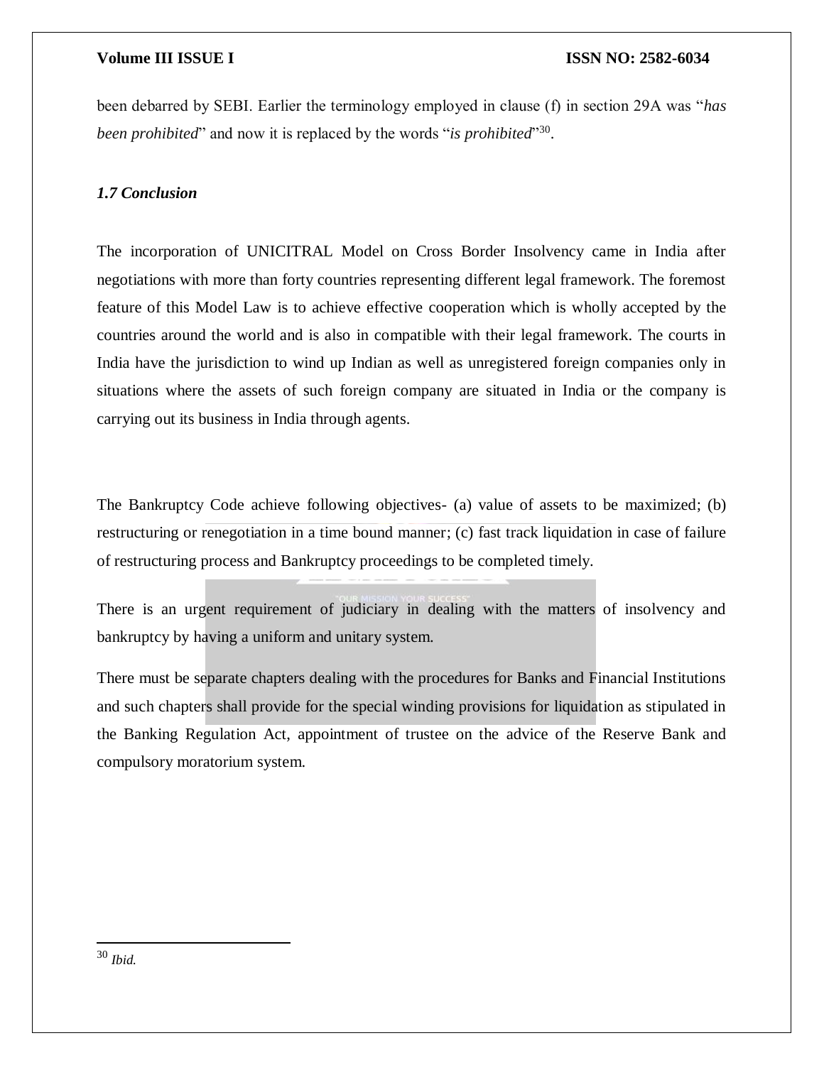been debarred by SEBI. Earlier the terminology employed in clause (f) in section 29A was "*has been prohibited*" and now it is replaced by the words "*is prohibited*"[30].

### *1.7 Conclusion*

The incorporation of UNICITRAL Model on Cross Border Insolvency came in India after negotiations with more than forty countries representing different legal framework. The foremost feature of this Model Law is to achieve effective cooperation which is wholly accepted by the countries around the world and is also in compatible with their legal framework. The courts in India have the jurisdiction to wind up Indian as well as unregistered foreign companies only in situations where the assets of such foreign company are situated in India or the company is carrying out its business in India through agents.

The Bankruptcy Code achieve following objectives- (a) value of assets to be maximized; (b) restructuring or renegotiation in a time bound manner; (c) fast track liquidation in case of failure of restructuring process and Bankruptcy proceedings to be completed timely.

There is an urgent requirement of judiciary in dealing with the matters of insolvency and bankruptcy by having a uniform and unitary system.

There must be separate chapters dealing with the procedures for Banks and Financial Institutions and such chapters shall provide for the special winding provisions for liquidation as stipulated in the Banking Regulation Act, appointment of trustee on the advice of the Reserve Bank and compulsory moratorium system.

---

[30] *Ibid.*